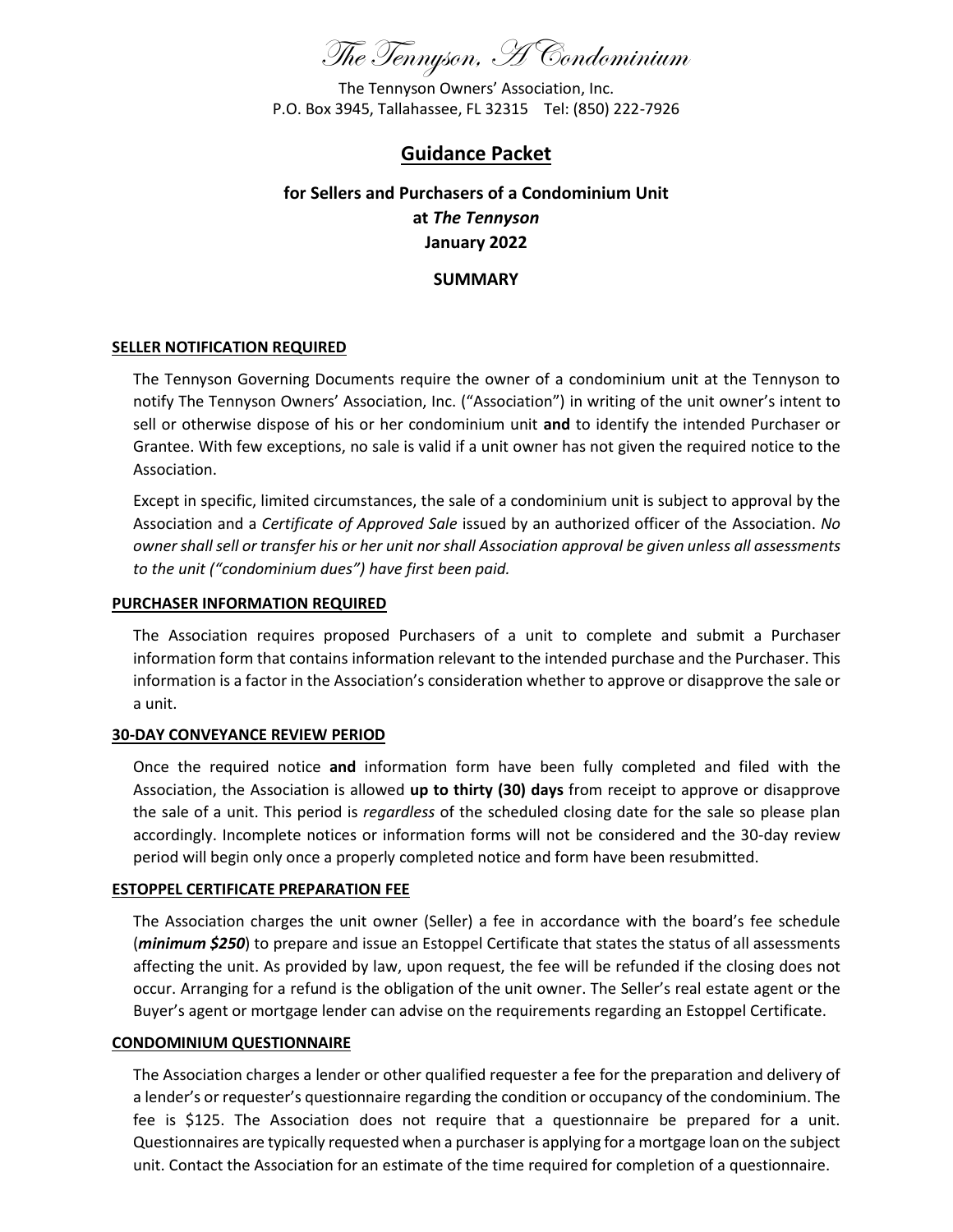# *The Tennyson, A Condominium*

The Tennyson Owners' Association, Inc.
P.O. Box 3945, Tallahassee, FL 32315    Tel: (850) 222-7926

## Guidance Packet

### for Sellers and Purchasers of a Condominium Unit at *The Tennyson* January 2022

### SUMMARY

**SELLER NOTIFICATION REQUIRED**

The Tennyson Governing Documents require the owner of a condominium unit at the Tennyson to notify The Tennyson Owners' Association, Inc. ("Association") in writing of the unit owner's intent to sell or otherwise dispose of his or her condominium unit **and** to identify the intended Purchaser or Grantee. With few exceptions, no sale is valid if a unit owner has not given the required notice to the Association.

Except in specific, limited circumstances, the sale of a condominium unit is subject to approval by the Association and a *Certificate of Approved Sale* issued by an authorized officer of the Association. *No owner shall sell or transfer his or her unit nor shall Association approval be given unless all assessments to the unit ("condominium dues") have first been paid.*

**PURCHASER INFORMATION REQUIRED**

The Association requires proposed Purchasers of a unit to complete and submit a Purchaser information form that contains information relevant to the intended purchase and the Purchaser. This information is a factor in the Association's consideration whether to approve or disapprove the sale or a unit.

**30-DAY CONVEYANCE REVIEW PERIOD**

Once the required notice **and** information form have been fully completed and filed with the Association, the Association is allowed **up to thirty (30) days** from receipt to approve or disapprove the sale of a unit. This period is *regardless* of the scheduled closing date for the sale so please plan accordingly. Incomplete notices or information forms will not be considered and the 30-day review period will begin only once a properly completed notice and form have been resubmitted.

**ESTOPPEL CERTIFICATE PREPARATION FEE**

The Association charges the unit owner (Seller) a fee in accordance with the board's fee schedule (***minimum $250***) to prepare and issue an Estoppel Certificate that states the status of all assessments affecting the unit. As provided by law, upon request, the fee will be refunded if the closing does not occur. Arranging for a refund is the obligation of the unit owner. The Seller's real estate agent or the Buyer's agent or mortgage lender can advise on the requirements regarding an Estoppel Certificate.

**CONDOMINIUM QUESTIONNAIRE**

The Association charges a lender or other qualified requester a fee for the preparation and delivery of a lender's or requester's questionnaire regarding the condition or occupancy of the condominium. The fee is $125. The Association does not require that a questionnaire be prepared for a unit. Questionnaires are typically requested when a purchaser is applying for a mortgage loan on the subject unit. Contact the Association for an estimate of the time required for completion of a questionnaire.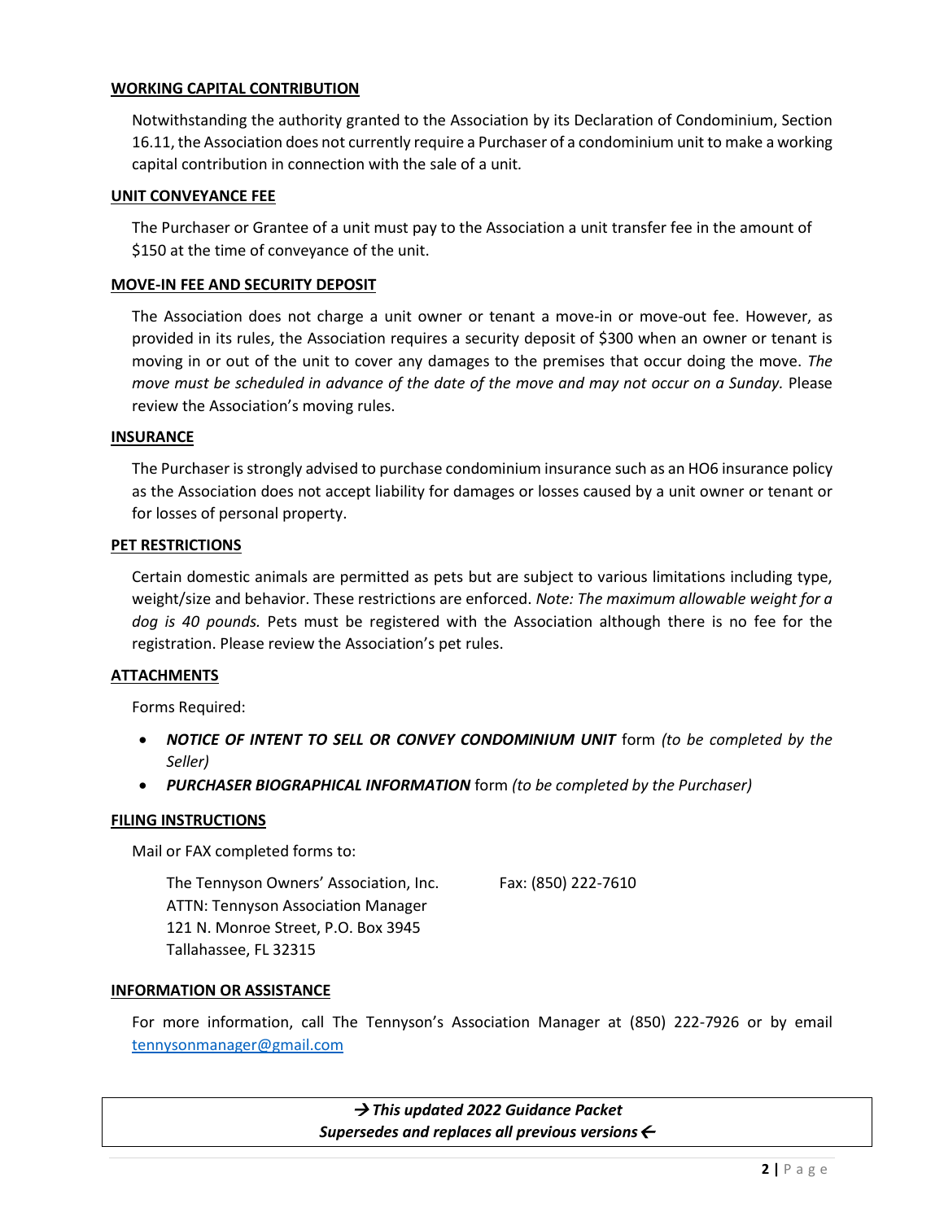## WORKING CAPITAL CONTRIBUTION

Notwithstanding the authority granted to the Association by its Declaration of Condominium, Section 16.11, the Association does not currently require a Purchaser of a condominium unit to make a working capital contribution in connection with the sale of a unit.

## UNIT CONVEYANCE FEE

The Purchaser or Grantee of a unit must pay to the Association a unit transfer fee in the amount of $150 at the time of conveyance of the unit.

## MOVE-IN FEE AND SECURITY DEPOSIT

The Association does not charge a unit owner or tenant a move-in or move-out fee. However, as provided in its rules, the Association requires a security deposit of $300 when an owner or tenant is moving in or out of the unit to cover any damages to the premises that occur doing the move. *The move must be scheduled in advance of the date of the move and may not occur on a Sunday.* Please review the Association's moving rules.

## INSURANCE

The Purchaser is strongly advised to purchase condominium insurance such as an HO6 insurance policy as the Association does not accept liability for damages or losses caused by a unit owner or tenant or for losses of personal property.

## PET RESTRICTIONS

Certain domestic animals are permitted as pets but are subject to various limitations including type, weight/size and behavior. These restrictions are enforced. *Note: The maximum allowable weight for a dog is 40 pounds.* Pets must be registered with the Association although there is no fee for the registration. Please review the Association's pet rules.

## ATTACHMENTS

Forms Required:

- ***NOTICE OF INTENT TO SELL OR CONVEY CONDOMINIUM UNIT*** form *(to be completed by the Seller)*
- ***PURCHASER BIOGRAPHICAL INFORMATION*** form *(to be completed by the Purchaser)*

## FILING INSTRUCTIONS

Mail or FAX completed forms to:

The Tennyson Owners' Association, Inc.  
ATTN: Tennyson Association Manager  
121 N. Monroe Street, P.O. Box 3945  
Tallahassee, FL 32315

Fax: (850) 222-7610

## INFORMATION OR ASSISTANCE

For more information, call The Tennyson's Association Manager at (850) 222-7926 or by email tennysonmanager@gmail.com

***→ This updated 2022 Guidance Packet Supersedes and replaces all previous versions ←***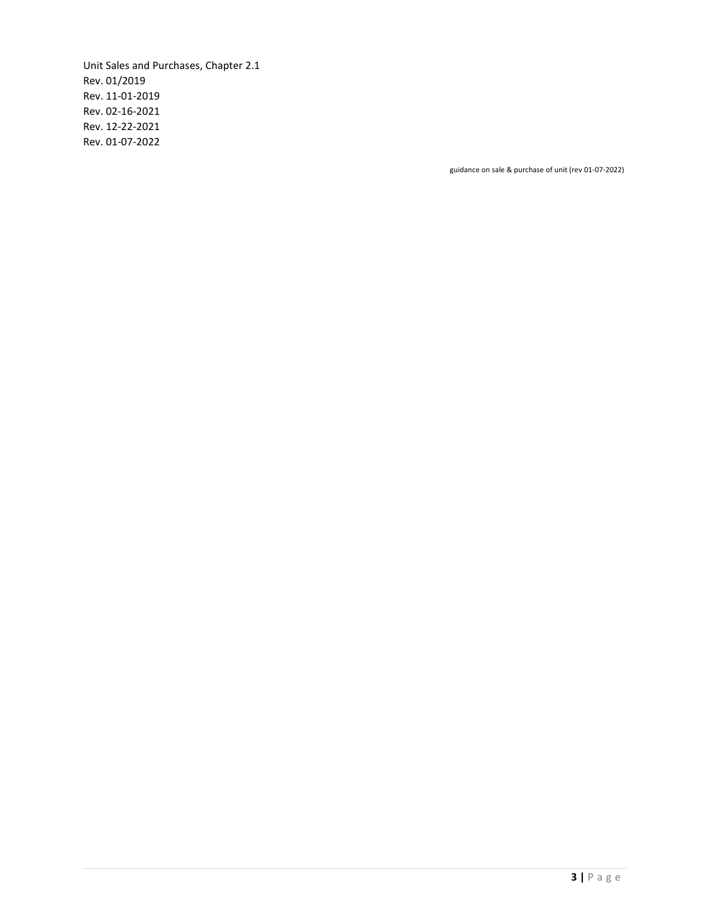Unit Sales and Purchases, Chapter 2.1
Rev. 01/2019
Rev. 11-01-2019
Rev. 02-16-2021
Rev. 12-22-2021
Rev. 01-07-2022

guidance on sale & purchase of unit (rev 01-07-2022)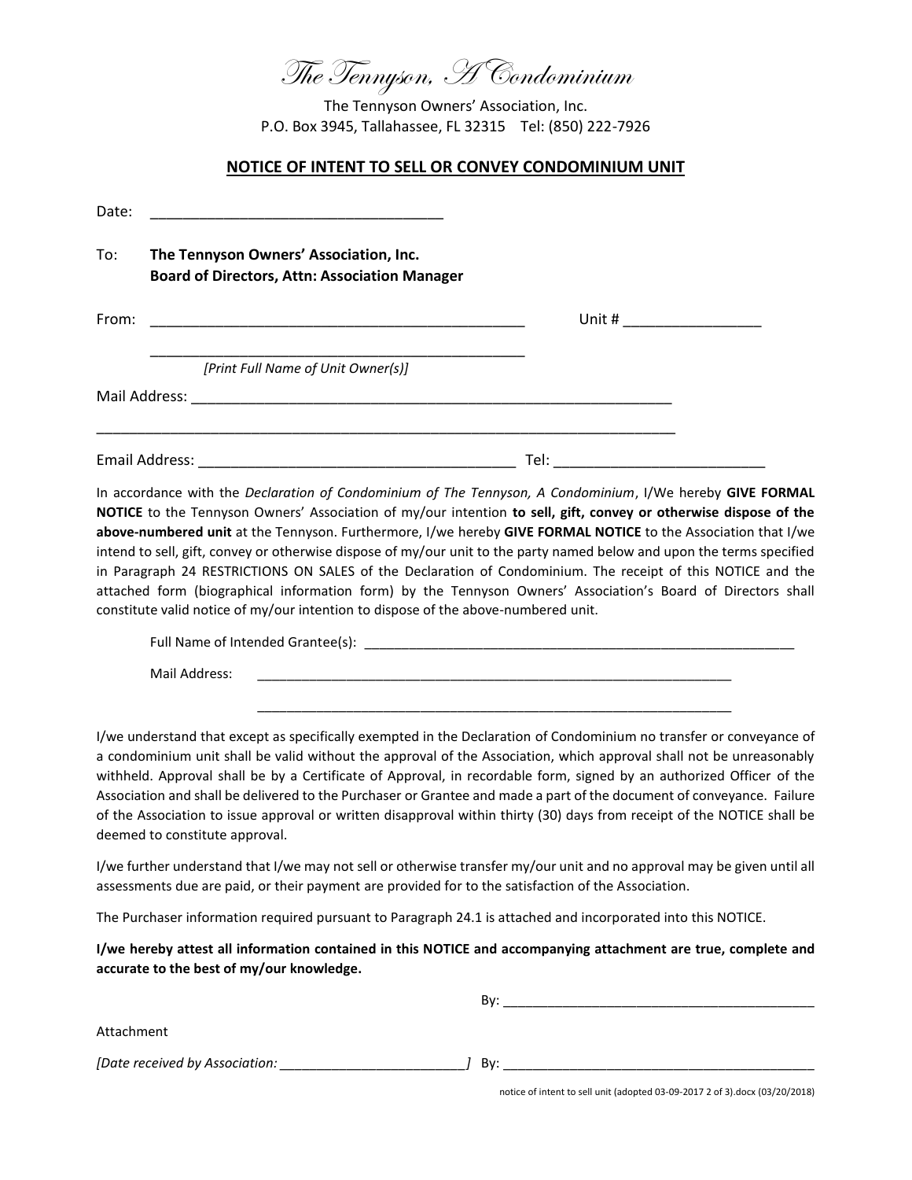*The Tennyson, A Condominium*

The Tennyson Owners' Association, Inc.
P.O. Box 3945, Tallahassee, FL 32315 Tel: (850) 222-7926

## NOTICE OF INTENT TO SELL OR CONVEY CONDOMINIUM UNIT

Date: ___________________________________

To: **The Tennyson Owners' Association, Inc.**
**Board of Directors, Attn: Association Manager**

From: ______________________________________________ Unit # ________________

______________________________________________
*[Print Full Name of Unit Owner(s)]*

Mail Address: ____________________________________________________________

_________________________________________________________________________

Email Address: ______________________________________ Tel: _________________________

In accordance with the *Declaration of Condominium of The Tennyson, A Condominium*, I/We hereby **GIVE FORMAL NOTICE** to the Tennyson Owners' Association of my/our intention **to sell, gift, convey or otherwise dispose of the above-numbered unit** at the Tennyson. Furthermore, I/we hereby **GIVE FORMAL NOTICE** to the Association that I/we intend to sell, gift, convey or otherwise dispose of my/our unit to the party named below and upon the terms specified in Paragraph 24 RESTRICTIONS ON SALES of the Declaration of Condominium. The receipt of this NOTICE and the attached form (biographical information form) by the Tennyson Owners' Association's Board of Directors shall constitute valid notice of my/our intention to dispose of the above-numbered unit.

Full Name of Intended Grantee(s): _________________________________________________________

Mail Address: _______________________________________________________________

_______________________________________________________________

I/we understand that except as specifically exempted in the Declaration of Condominium no transfer or conveyance of a condominium unit shall be valid without the approval of the Association, which approval shall not be unreasonably withheld. Approval shall be by a Certificate of Approval, in recordable form, signed by an authorized Officer of the Association and shall be delivered to the Purchaser or Grantee and made a part of the document of conveyance. Failure of the Association to issue approval or written disapproval within thirty (30) days from receipt of the NOTICE shall be deemed to constitute approval.

I/we further understand that I/we may not sell or otherwise transfer my/our unit and no approval may be given until all assessments due are paid, or their payment are provided for to the satisfaction of the Association.

The Purchaser information required pursuant to Paragraph 24.1 is attached and incorporated into this NOTICE.

**I/we hereby attest all information contained in this NOTICE and accompanying attachment are true, complete and accurate to the best of my/our knowledge.**

By: __________________________________________

Attachment

*[Date received by Association: ________________________]* By: ___________________________________________

notice of intent to sell unit (adopted 03-09-2017 2 of 3).docx (03/20/2018)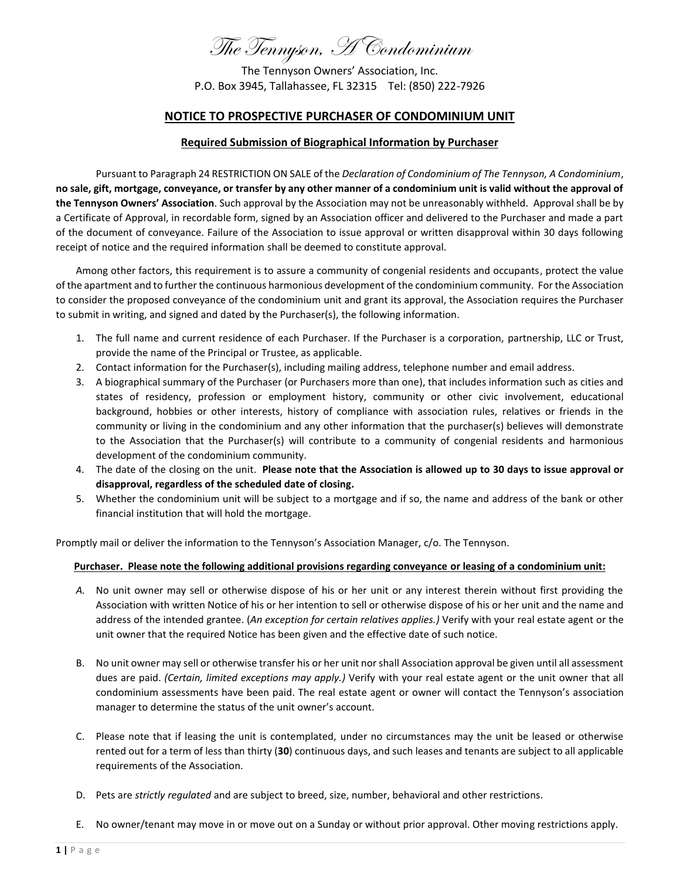# *The Tennyson, A Condominium*

The Tennyson Owners' Association, Inc.
P.O. Box 3945, Tallahassee, FL 32315 Tel: (850) 222-7926

## NOTICE TO PROSPECTIVE PURCHASER OF CONDOMINIUM UNIT

### Required Submission of Biographical Information by Purchaser

Pursuant to Paragraph 24 RESTRICTION ON SALE of the *Declaration of Condominium of The Tennyson, A Condominium*, **no sale, gift, mortgage, conveyance, or transfer by any other manner of a condominium unit is valid without the approval of the Tennyson Owners' Association**. Such approval by the Association may not be unreasonably withheld. Approval shall be by a Certificate of Approval, in recordable form, signed by an Association officer and delivered to the Purchaser and made a part of the document of conveyance. Failure of the Association to issue approval or written disapproval within 30 days following receipt of notice and the required information shall be deemed to constitute approval.

Among other factors, this requirement is to assure a community of congenial residents and occupants, protect the value of the apartment and to further the continuous harmonious development of the condominium community. For the Association to consider the proposed conveyance of the condominium unit and grant its approval, the Association requires the Purchaser to submit in writing, and signed and dated by the Purchaser(s), the following information.

1. The full name and current residence of each Purchaser. If the Purchaser is a corporation, partnership, LLC or Trust, provide the name of the Principal or Trustee, as applicable.
2. Contact information for the Purchaser(s), including mailing address, telephone number and email address.
3. A biographical summary of the Purchaser (or Purchasers more than one), that includes information such as cities and states of residency, profession or employment history, community or other civic involvement, educational background, hobbies or other interests, history of compliance with association rules, relatives or friends in the community or living in the condominium and any other information that the purchaser(s) believes will demonstrate to the Association that the Purchaser(s) will contribute to a community of congenial residents and harmonious development of the condominium community.
4. The date of the closing on the unit. **Please note that the Association is allowed up to 30 days to issue approval or disapproval, regardless of the scheduled date of closing.**
5. Whether the condominium unit will be subject to a mortgage and if so, the name and address of the bank or other financial institution that will hold the mortgage.

Promptly mail or deliver the information to the Tennyson's Association Manager, c/o. The Tennyson.

**Purchaser. Please note the following additional provisions regarding conveyance or leasing of a condominium unit:**

A. No unit owner may sell or otherwise dispose of his or her unit or any interest therein without first providing the Association with written Notice of his or her intention to sell or otherwise dispose of his or her unit and the name and address of the intended grantee. (*An exception for certain relatives applies.)* Verify with your real estate agent or the unit owner that the required Notice has been given and the effective date of such notice.

B. No unit owner may sell or otherwise transfer his or her unit nor shall Association approval be given until all assessment dues are paid. *(Certain, limited exceptions may apply.)* Verify with your real estate agent or the unit owner that all condominium assessments have been paid. The real estate agent or owner will contact the Tennyson's association manager to determine the status of the unit owner's account.

C. Please note that if leasing the unit is contemplated, under no circumstances may the unit be leased or otherwise rented out for a term of less than thirty (**30**) continuous days, and such leases and tenants are subject to all applicable requirements of the Association.

D. Pets are *strictly regulated* and are subject to breed, size, number, behavioral and other restrictions.

E. No owner/tenant may move in or move out on a Sunday or without prior approval. Other moving restrictions apply.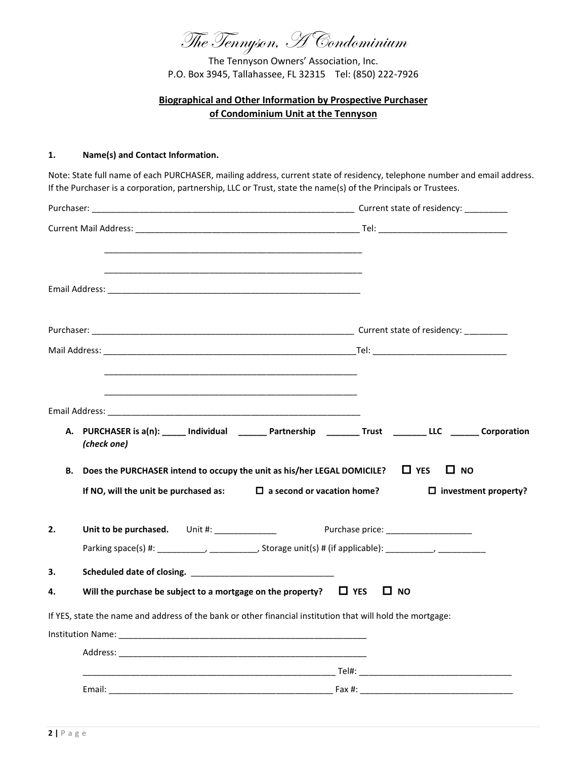# The Tennyson, A Condominium

The Tennyson Owners' Association, Inc.
P.O. Box 3945, Tallahassee, FL 32315 Tel: (850) 222-7926

**Biographical and Other Information by Prospective Purchaser of Condominium Unit at the Tennyson**

**1. Name(s) and Contact Information.**

Note: State full name of each PURCHASER, mailing address, current state of residency, telephone number and email address. If the Purchaser is a corporation, partnership, LLC or Trust, state the name(s) of the Principals or Trustees.

Purchaser: ___________________________________________________________ Current state of residency: _________

Current Mail Address: __________________________________________________ Tel: ___________________________

________________________________________________________

________________________________________________________

Email Address: ________________________________________________________

Purchaser: ___________________________________________________________ Current state of residency: _________

Mail Address: ________________________________________________________Tel: ____________________________

________________________________________________________

________________________________________________________

Email Address: ________________________________________________________

**A. PURCHASER is a(n): _____ Individual ______ Partnership _______ Trust _______ LLC ______ Corporation** ***(check one)***

**B. Does the PURCHASER intend to occupy the unit as his/her LEGAL DOMICILE?** ☐ **YES** ☐ **NO**

**If NO, will the unit be purchased as:** ☐ **a second or vacation home?** ☐ **investment property?**

**2. Unit to be purchased.** Unit #: _____________ Purchase price: __________________

Parking space(s) #: __________, __________, Storage unit(s) # (if applicable): __________, __________

**3. Scheduled date of closing.** ______________________________

**4. Will the purchase be subject to a mortgage on the property?** ☐ **YES** ☐ **NO**

If YES, state the name and address of the bank or other financial institution that will hold the mortgage:

Institution Name: ______________________________________________________

Address: ______________________________________________________

______________________________________________________ Tel#: ________________________________

Email: _______________________________________________ Fax #: ________________________________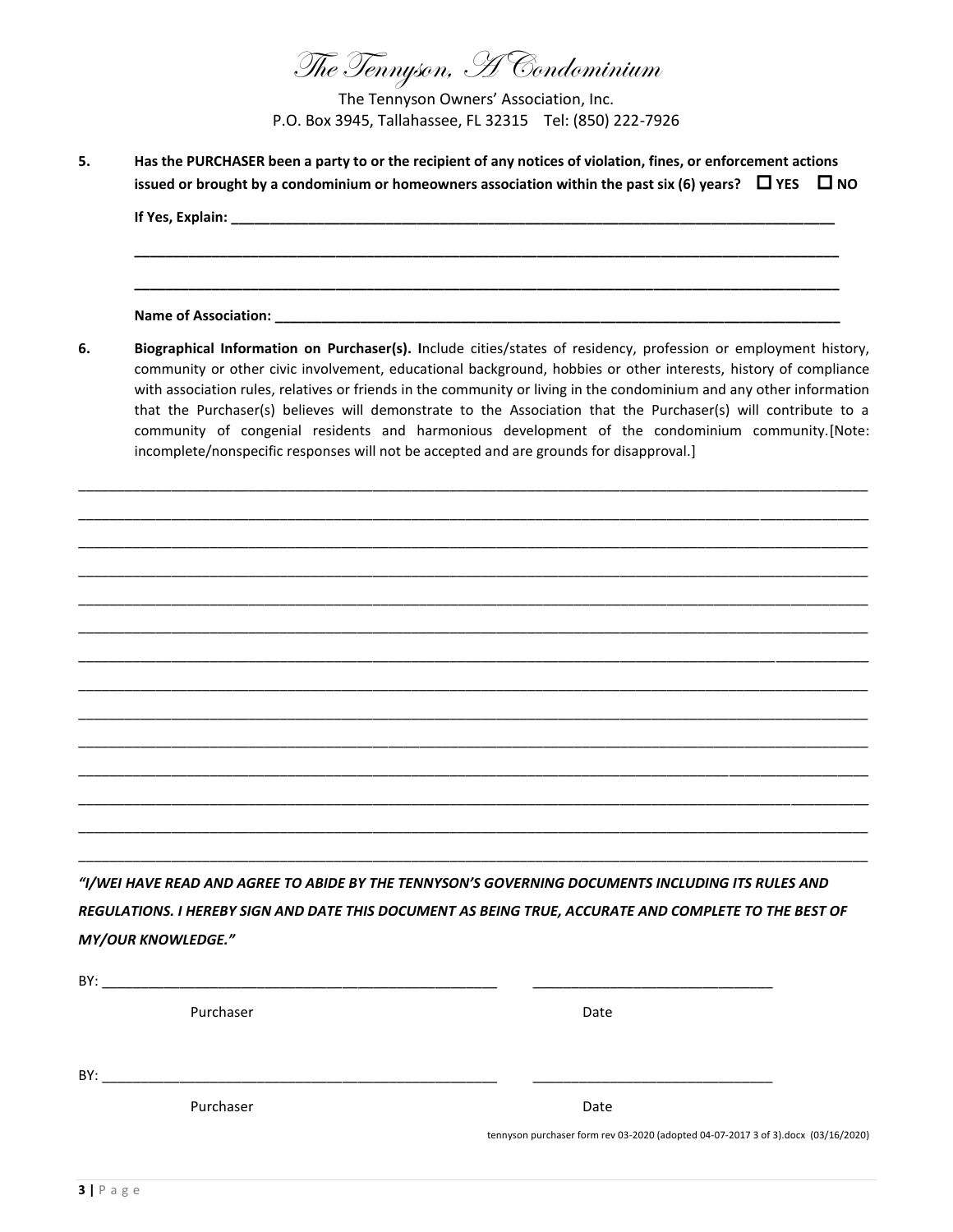# The Tennyson, A Condominium

The Tennyson Owners' Association, Inc.
P.O. Box 3945, Tallahassee, FL 32315 Tel: (850) 222-7926

**5. Has the PURCHASER been a party to or the recipient of any notices of violation, fines, or enforcement actions issued or brought by a condominium or homeowners association within the past six (6) years? ☐ YES ☐ NO**

**If Yes, Explain:** ________________________________________________________________________________

________________________________________________________________________________________________

________________________________________________________________________________________________

**Name of Association:** ____________________________________________________________________________

**6. Biographical Information on Purchaser(s).** Include cities/states of residency, profession or employment history, community or other civic involvement, educational background, hobbies or other interests, history of compliance with association rules, relatives or friends in the community or living in the condominium and any other information that the Purchaser(s) believes will demonstrate to the Association that the Purchaser(s) will contribute to a community of congenial residents and harmonious development of the condominium community.[Note: incomplete/nonspecific responses will not be accepted and are grounds for disapproval.]

________________________________________________________________________________________________

________________________________________________________________________________________________

________________________________________________________________________________________________

________________________________________________________________________________________________

________________________________________________________________________________________________

________________________________________________________________________________________________

________________________________________________________________________________________________

________________________________________________________________________________________________

________________________________________________________________________________________________

________________________________________________________________________________________________

________________________________________________________________________________________________

________________________________________________________________________________________________

________________________________________________________________________________________________

________________________________________________________________________________________________

***"I/WEI HAVE READ AND AGREE TO ABIDE BY THE TENNYSON'S GOVERNING DOCUMENTS INCLUDING ITS RULES AND REGULATIONS. I HEREBY SIGN AND DATE THIS DOCUMENT AS BEING TRUE, ACCURATE AND COMPLETE TO THE BEST OF MY/OUR KNOWLEDGE."***

BY: ______________________________________________ ______________________________

Purchaser Date

BY: ______________________________________________ ______________________________

Purchaser Date

tennyson purchaser form rev 03-2020 (adopted 04-07-2017 3 of 3).docx (03/16/2020)